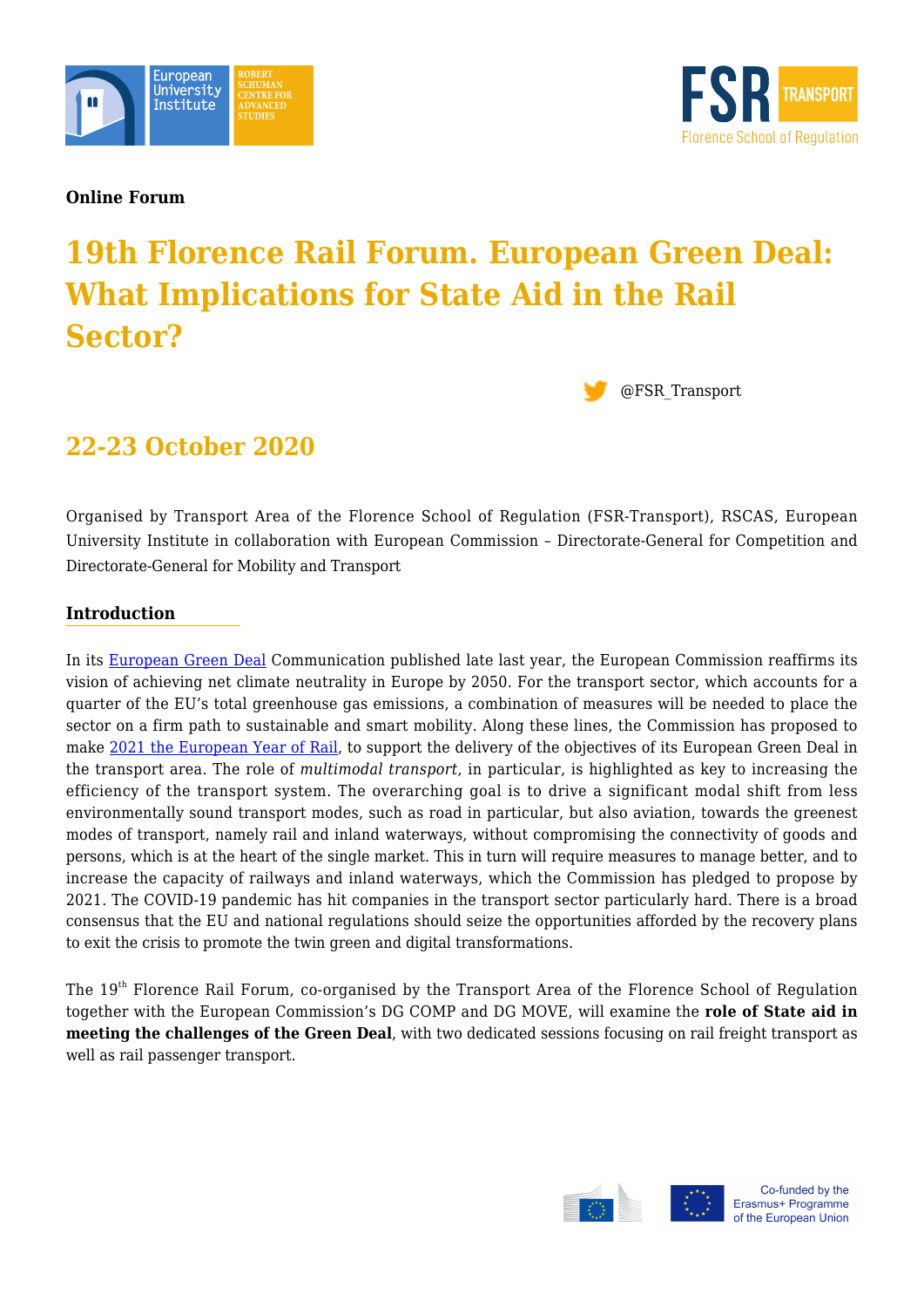**Online Forum**

# 19th Florence Rail Forum. European Green Deal: What Implications for State Aid in the Rail Sector?

@FSR_Transport

## 22-23 October 2020

Organised by Transport Area of the Florence School of Regulation (FSR-Transport), RSCAS, European University Institute in collaboration with European Commission – Directorate-General for Competition and Directorate-General for Mobility and Transport

### Introduction

In its European Green Deal Communication published late last year, the European Commission reaffirms its vision of achieving net climate neutrality in Europe by 2050. For the transport sector, which accounts for a quarter of the EU's total greenhouse gas emissions, a combination of measures will be needed to place the sector on a firm path to sustainable and smart mobility. Along these lines, the Commission has proposed to make 2021 the European Year of Rail, to support the delivery of the objectives of its European Green Deal in the transport area. The role of *multimodal transport*, in particular, is highlighted as key to increasing the efficiency of the transport system. The overarching goal is to drive a significant modal shift from less environmentally sound transport modes, such as road in particular, but also aviation, towards the greenest modes of transport, namely rail and inland waterways, without compromising the connectivity of goods and persons, which is at the heart of the single market. This in turn will require measures to manage better, and to increase the capacity of railways and inland waterways, which the Commission has pledged to propose by 2021. The COVID-19 pandemic has hit companies in the transport sector particularly hard. There is a broad consensus that the EU and national regulations should seize the opportunities afforded by the recovery plans to exit the crisis to promote the twin green and digital transformations.

The 19th Florence Rail Forum, co-organised by the Transport Area of the Florence School of Regulation together with the European Commission's DG COMP and DG MOVE, will examine the **role of State aid in meeting the challenges of the Green Deal**, with two dedicated sessions focusing on rail freight transport as well as rail passenger transport.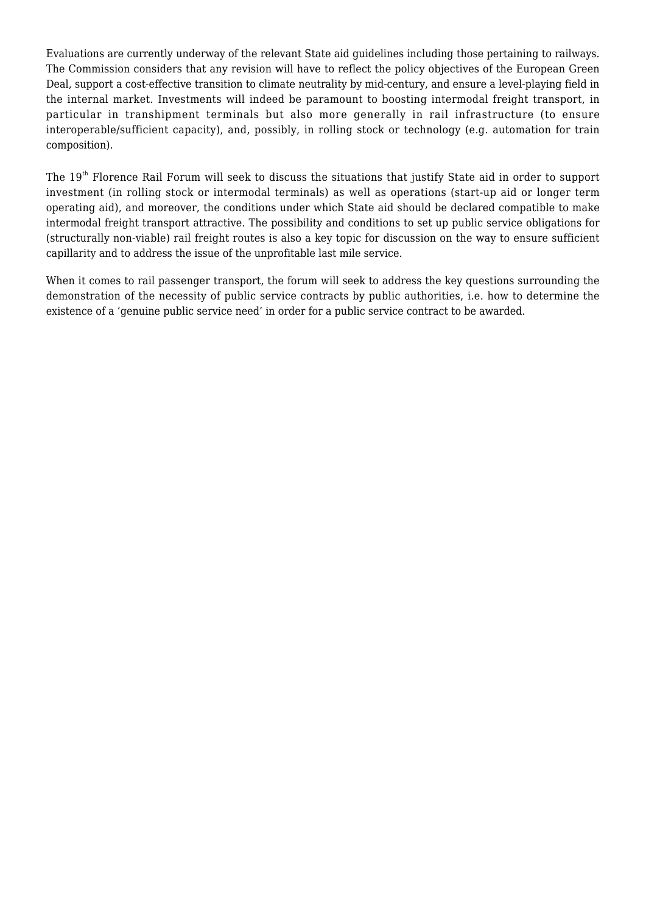Evaluations are currently underway of the relevant State aid guidelines including those pertaining to railways. The Commission considers that any revision will have to reflect the policy objectives of the European Green Deal, support a cost-effective transition to climate neutrality by mid-century, and ensure a level-playing field in the internal market. Investments will indeed be paramount to boosting intermodal freight transport, in particular in transhipment terminals but also more generally in rail infrastructure (to ensure interoperable/sufficient capacity), and, possibly, in rolling stock or technology (e.g. automation for train composition).

The 19th Florence Rail Forum will seek to discuss the situations that justify State aid in order to support investment (in rolling stock or intermodal terminals) as well as operations (start-up aid or longer term operating aid), and moreover, the conditions under which State aid should be declared compatible to make intermodal freight transport attractive. The possibility and conditions to set up public service obligations for (structurally non-viable) rail freight routes is also a key topic for discussion on the way to ensure sufficient capillarity and to address the issue of the unprofitable last mile service.

When it comes to rail passenger transport, the forum will seek to address the key questions surrounding the demonstration of the necessity of public service contracts by public authorities, i.e. how to determine the existence of a 'genuine public service need' in order for a public service contract to be awarded.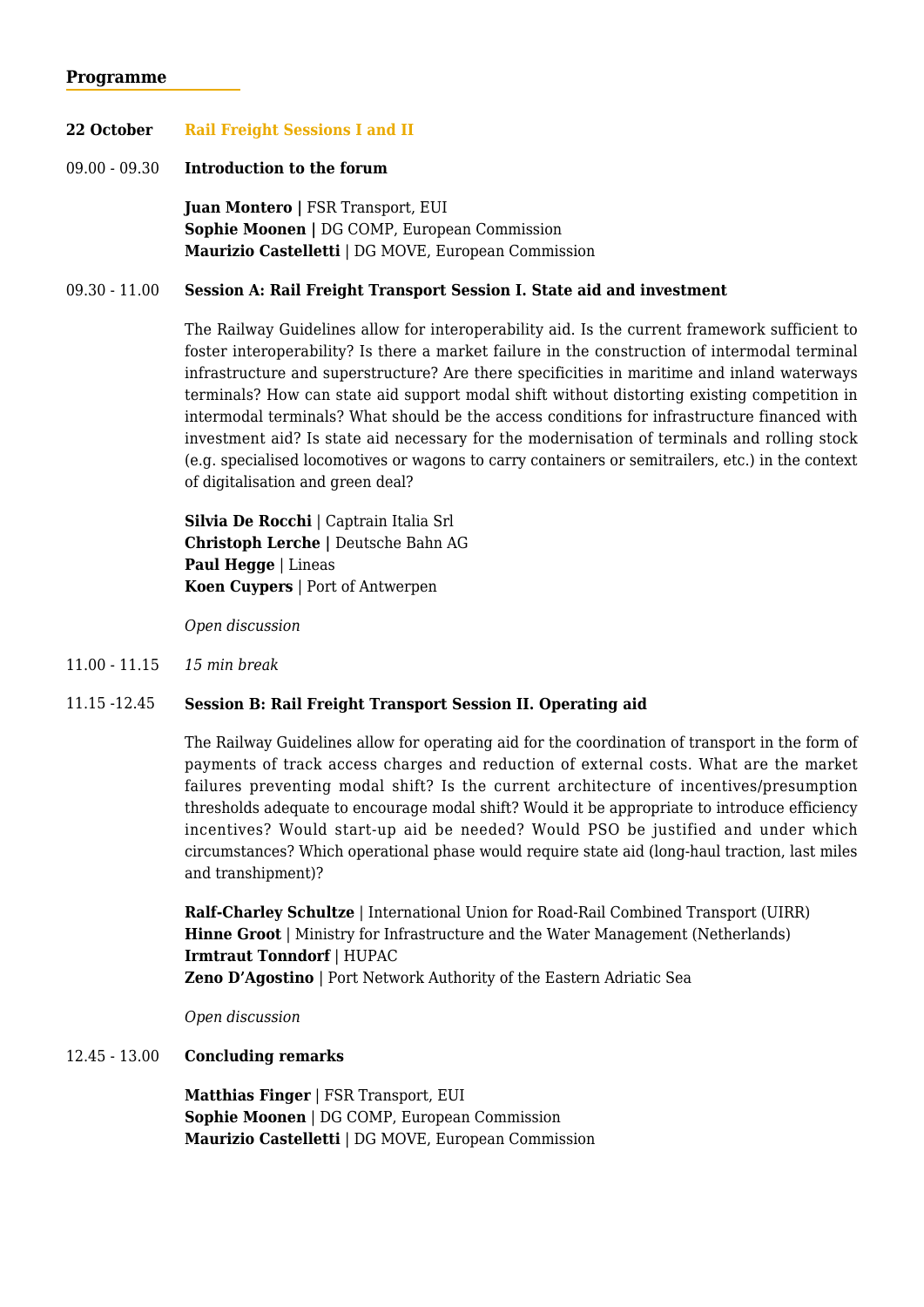## Programme

**22 October** **Rail Freight Sessions I and II**

09.00 - 09.30 **Introduction to the forum**

**Juan Montero |** FSR Transport, EUI
**Sophie Moonen |** DG COMP, European Commission
**Maurizio Castelletti** | DG MOVE, European Commission

09.30 - 11.00 **Session A: Rail Freight Transport Session I. State aid and investment**

The Railway Guidelines allow for interoperability aid. Is the current framework sufficient to foster interoperability? Is there a market failure in the construction of intermodal terminal infrastructure and superstructure? Are there specificities in maritime and inland waterways terminals? How can state aid support modal shift without distorting existing competition in intermodal terminals? What should be the access conditions for infrastructure financed with investment aid? Is state aid necessary for the modernisation of terminals and rolling stock (e.g. specialised locomotives or wagons to carry containers or semitrailers, etc.) in the context of digitalisation and green deal?

**Silvia De Rocchi** | Captrain Italia Srl
**Christoph Lerche |** Deutsche Bahn AG
**Paul Hegge** | Lineas
**Koen Cuypers** | Port of Antwerpen

*Open discussion*

11.00 - 11.15 *15 min break*

11.15 -12.45 **Session B: Rail Freight Transport Session II. Operating aid**

The Railway Guidelines allow for operating aid for the coordination of transport in the form of payments of track access charges and reduction of external costs. What are the market failures preventing modal shift? Is the current architecture of incentives/presumption thresholds adequate to encourage modal shift? Would it be appropriate to introduce efficiency incentives? Would start-up aid be needed? Would PSO be justified and under which circumstances? Which operational phase would require state aid (long-haul traction, last miles and transhipment)?

**Ralf-Charley Schultze** | International Union for Road-Rail Combined Transport (UIRR)
**Hinne Groot** | Ministry for Infrastructure and the Water Management (Netherlands)
**Irmtraut Tonndorf** | HUPAC
**Zeno D'Agostino** | Port Network Authority of the Eastern Adriatic Sea

*Open discussion*

12.45 - 13.00 **Concluding remarks**

**Matthias Finger** | FSR Transport, EUI
**Sophie Moonen** | DG COMP, European Commission
**Maurizio Castelletti** | DG MOVE, European Commission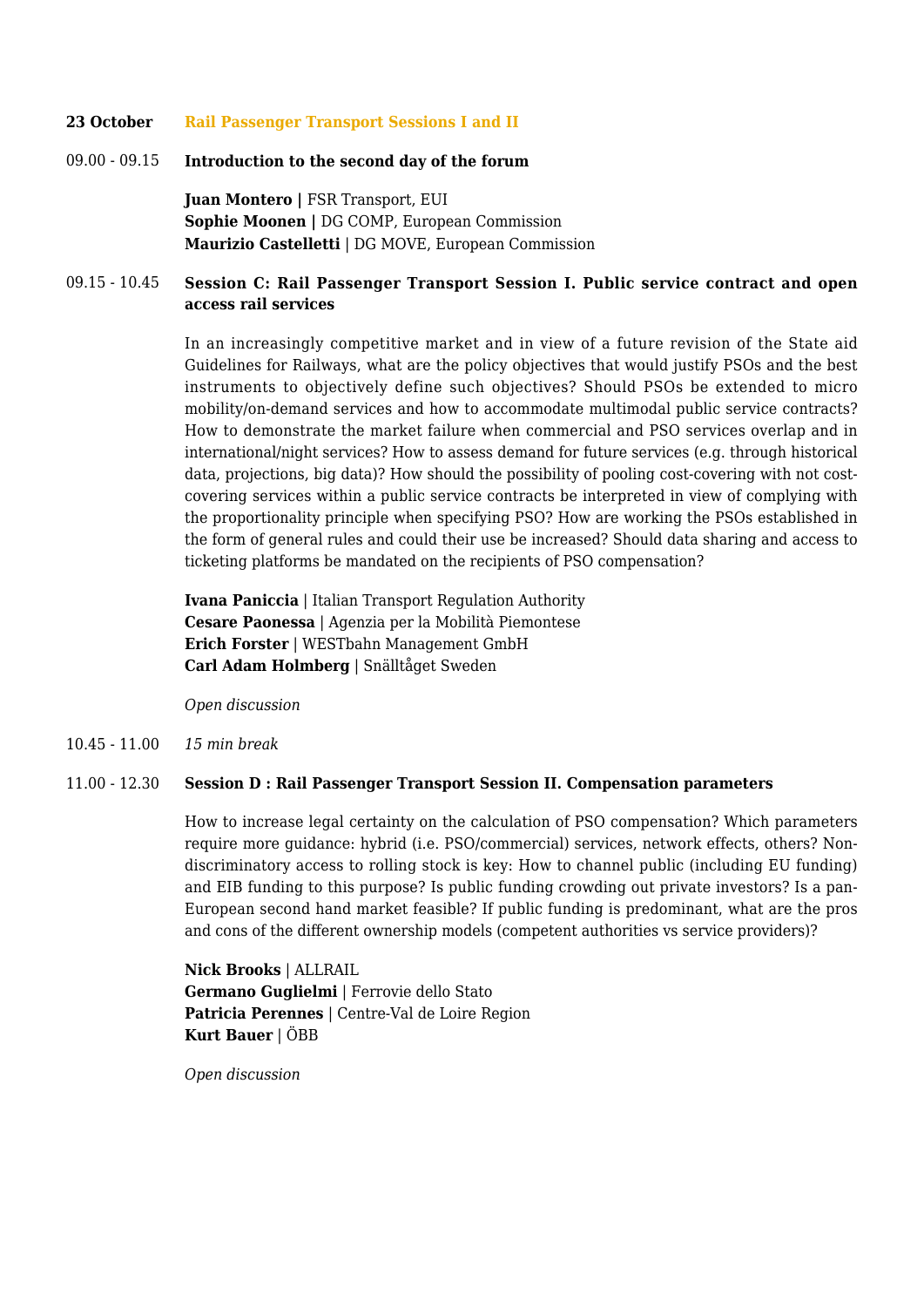**23 October** **Rail Passenger Transport Sessions I and II**

09.00 - 09.15 **Introduction to the second day of the forum**

**Juan Montero |** FSR Transport, EUI
**Sophie Moonen |** DG COMP, European Commission
**Maurizio Castelletti** | DG MOVE, European Commission

09.15 - 10.45 **Session C: Rail Passenger Transport Session I. Public service contract and open access rail services**

In an increasingly competitive market and in view of a future revision of the State aid Guidelines for Railways, what are the policy objectives that would justify PSOs and the best instruments to objectively define such objectives? Should PSOs be extended to micro mobility/on-demand services and how to accommodate multimodal public service contracts? How to demonstrate the market failure when commercial and PSO services overlap and in international/night services? How to assess demand for future services (e.g. through historical data, projections, big data)? How should the possibility of pooling cost-covering with not cost-covering services within a public service contracts be interpreted in view of complying with the proportionality principle when specifying PSO? How are working the PSOs established in the form of general rules and could their use be increased? Should data sharing and access to ticketing platforms be mandated on the recipients of PSO compensation?

**Ivana Paniccia** | Italian Transport Regulation Authority
**Cesare Paonessa** | Agenzia per la Mobilità Piemontese
**Erich Forster** | WESTbahn Management GmbH
**Carl Adam Holmberg** | Snälltåget Sweden

*Open discussion*

10.45 - 11.00 *15 min break*

11.00 - 12.30 **Session D : Rail Passenger Transport Session II. Compensation parameters**

How to increase legal certainty on the calculation of PSO compensation? Which parameters require more guidance: hybrid (i.e. PSO/commercial) services, network effects, others? Non-discriminatory access to rolling stock is key: How to channel public (including EU funding) and EIB funding to this purpose? Is public funding crowding out private investors? Is a pan-European second hand market feasible? If public funding is predominant, what are the pros and cons of the different ownership models (competent authorities vs service providers)?

**Nick Brooks** | ALLRAIL
**Germano Guglielmi** | Ferrovie dello Stato
**Patricia Perennes** | Centre-Val de Loire Region
**Kurt Bauer** | ÖBB

*Open discussion*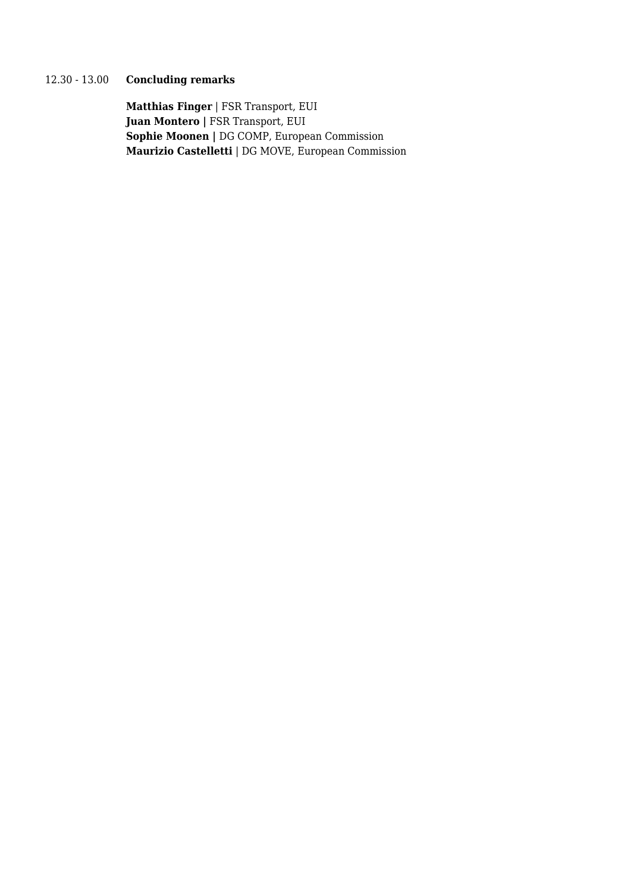12.30 - 13.00 **Concluding remarks**

**Matthias Finger** | FSR Transport, EUI
**Juan Montero |** FSR Transport, EUI
**Sophie Moonen |** DG COMP, European Commission
**Maurizio Castelletti** | DG MOVE, European Commission